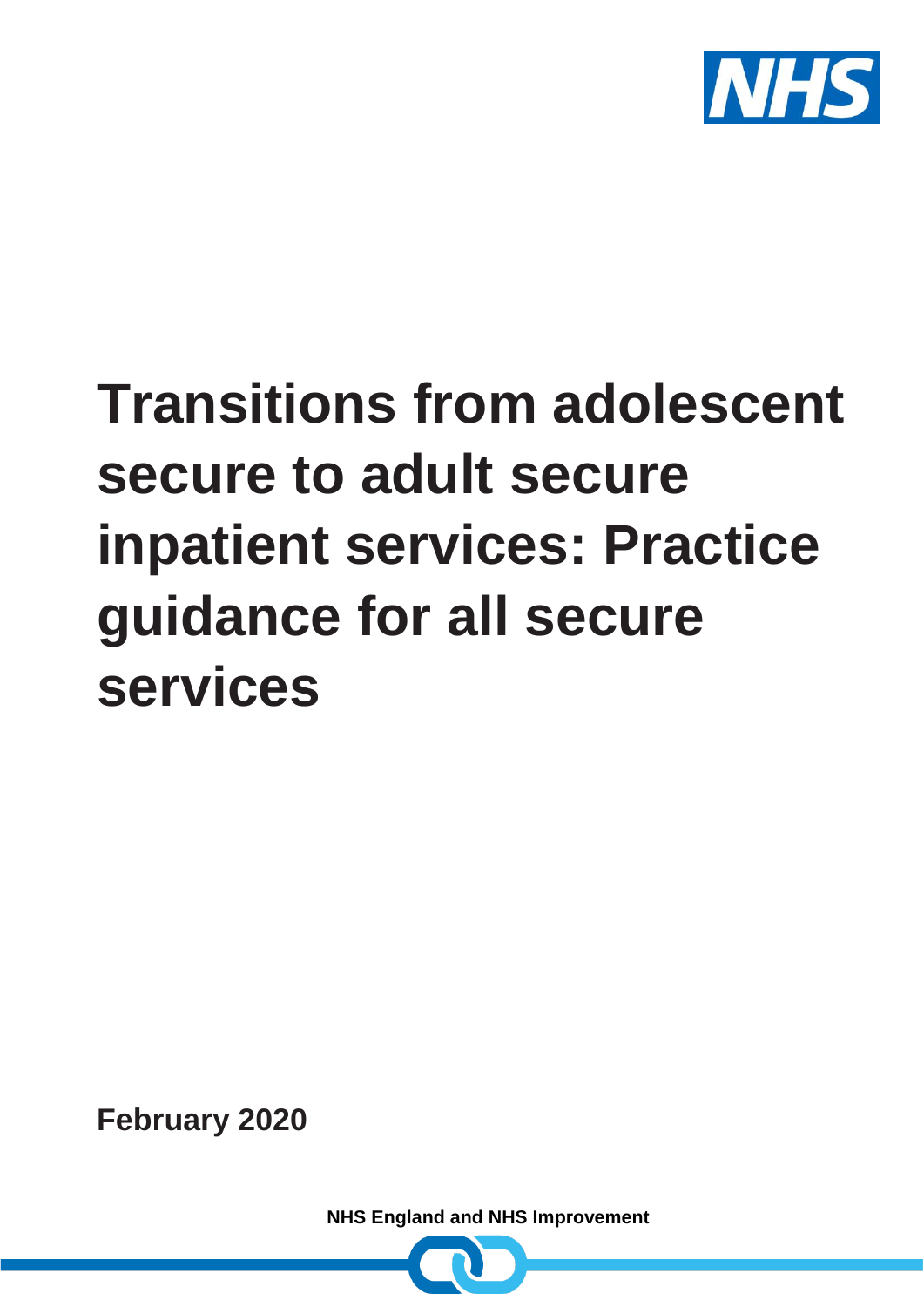# Transitions from adolescent secure to adult secure inpatient services: Practice guidance for all secure services

**February 2020**

**NHS England and NHS Improvement**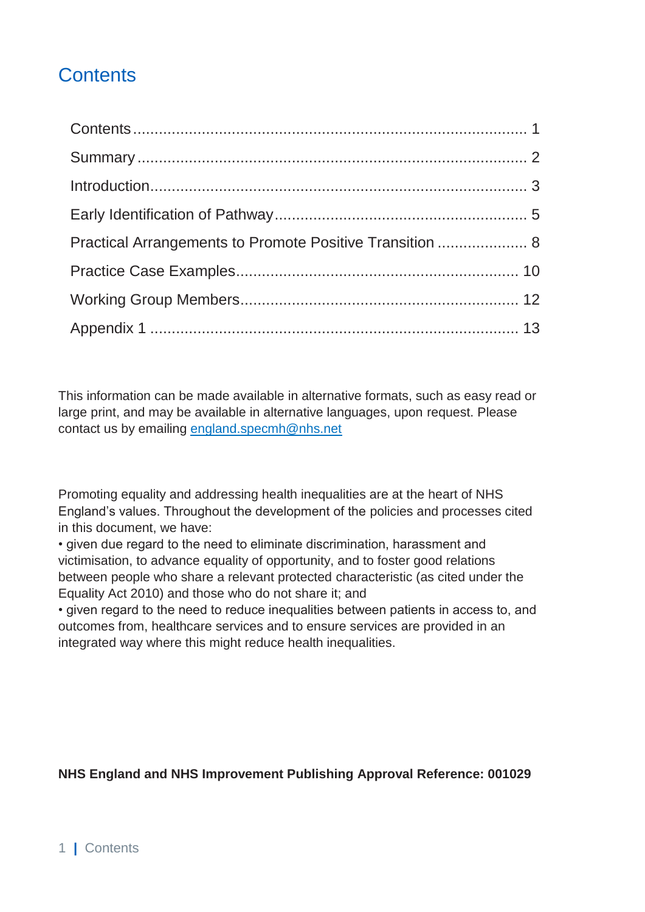# Contents

Contents ........................................................................................ 1
Summary ........................................................................................ 2
Introduction ........................................................................................ 3
Early Identification of Pathway ........................................................................................ 5
Practical Arrangements to Promote Positive Transition ........................................................................................ 8
Practice Case Examples ........................................................................................ 10
Working Group Members ........................................................................................ 12
Appendix 1 ........................................................................................ 13

This information can be made available in alternative formats, such as easy read or large print, and may be available in alternative languages, upon request. Please contact us by emailing [england.specmh@nhs.net](mailto:england.specmh@nhs.net)

Promoting equality and addressing health inequalities are at the heart of NHS England's values. Throughout the development of the policies and processes cited in this document, we have:

- given due regard to the need to eliminate discrimination, harassment and victimisation, to advance equality of opportunity, and to foster good relations between people who share a relevant protected characteristic (as cited under the Equality Act 2010) and those who do not share it; and
- given regard to the need to reduce inequalities between patients in access to, and outcomes from, healthcare services and to ensure services are provided in an integrated way where this might reduce health inequalities.

**NHS England and NHS Improvement Publishing Approval Reference: 001029**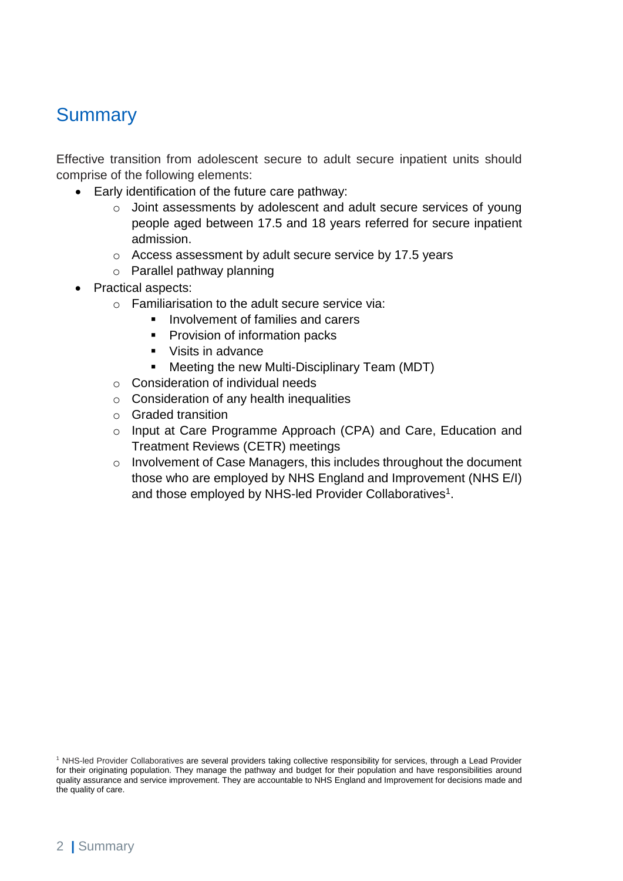## Summary

Effective transition from adolescent secure to adult secure inpatient units should comprise of the following elements:

- Early identification of the future care pathway:
  - Joint assessments by adolescent and adult secure services of young people aged between 17.5 and 18 years referred for secure inpatient admission.
  - Access assessment by adult secure service by 17.5 years
  - Parallel pathway planning
- Practical aspects:
  - Familiarisation to the adult secure service via:
    - Involvement of families and carers
    - Provision of information packs
    - Visits in advance
    - Meeting the new Multi-Disciplinary Team (MDT)
  - Consideration of individual needs
  - Consideration of any health inequalities
  - Graded transition
  - Input at Care Programme Approach (CPA) and Care, Education and Treatment Reviews (CETR) meetings
  - Involvement of Case Managers, this includes throughout the document those who are employed by NHS England and Improvement (NHS E/I) and those employed by NHS-led Provider Collaboratives[1].

[1] NHS-led Provider Collaboratives are several providers taking collective responsibility for services, through a Lead Provider for their originating population. They manage the pathway and budget for their population and have responsibilities around quality assurance and service improvement. They are accountable to NHS England and Improvement for decisions made and the quality of care.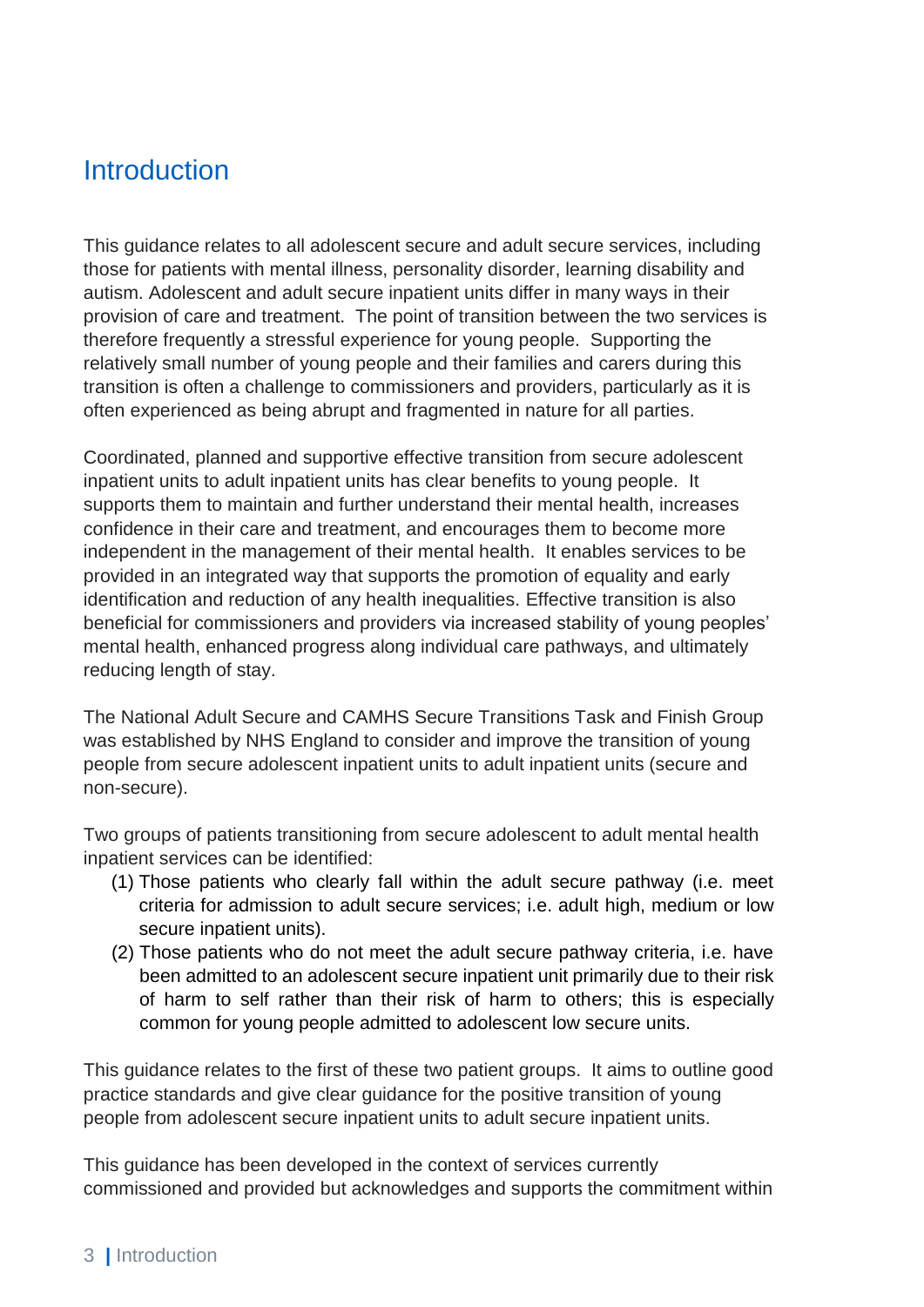# Introduction

This guidance relates to all adolescent secure and adult secure services, including those for patients with mental illness, personality disorder, learning disability and autism. Adolescent and adult secure inpatient units differ in many ways in their provision of care and treatment. The point of transition between the two services is therefore frequently a stressful experience for young people. Supporting the relatively small number of young people and their families and carers during this transition is often a challenge to commissioners and providers, particularly as it is often experienced as being abrupt and fragmented in nature for all parties.

Coordinated, planned and supportive effective transition from secure adolescent inpatient units to adult inpatient units has clear benefits to young people. It supports them to maintain and further understand their mental health, increases confidence in their care and treatment, and encourages them to become more independent in the management of their mental health. It enables services to be provided in an integrated way that supports the promotion of equality and early identification and reduction of any health inequalities. Effective transition is also beneficial for commissioners and providers via increased stability of young peoples' mental health, enhanced progress along individual care pathways, and ultimately reducing length of stay.

The National Adult Secure and CAMHS Secure Transitions Task and Finish Group was established by NHS England to consider and improve the transition of young people from secure adolescent inpatient units to adult inpatient units (secure and non-secure).

Two groups of patients transitioning from secure adolescent to adult mental health inpatient services can be identified:

(1) Those patients who clearly fall within the adult secure pathway (i.e. meet criteria for admission to adult secure services; i.e. adult high, medium or low secure inpatient units).

(2) Those patients who do not meet the adult secure pathway criteria, i.e. have been admitted to an adolescent secure inpatient unit primarily due to their risk of harm to self rather than their risk of harm to others; this is especially common for young people admitted to adolescent low secure units.

This guidance relates to the first of these two patient groups. It aims to outline good practice standards and give clear guidance for the positive transition of young people from adolescent secure inpatient units to adult secure inpatient units.

This guidance has been developed in the context of services currently commissioned and provided but acknowledges and supports the commitment within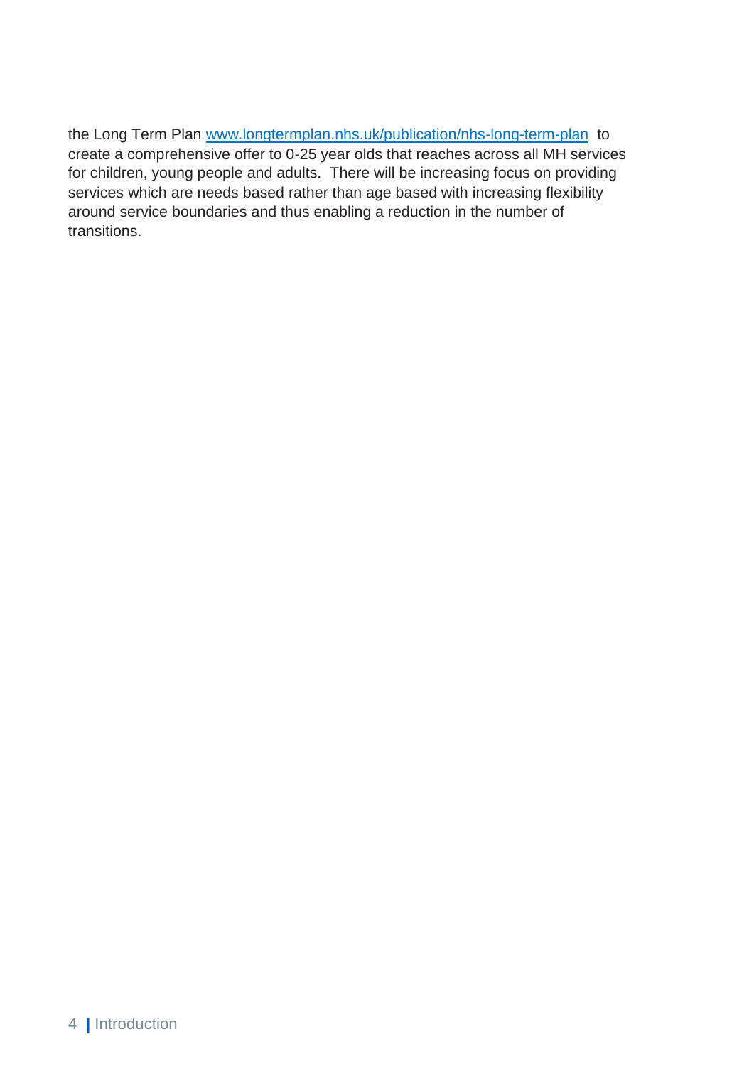the Long Term Plan [www.longtermplan.nhs.uk/publication/nhs-long-term-plan](http://www.longtermplan.nhs.uk/publication/nhs-long-term-plan) to create a comprehensive offer to 0-25 year olds that reaches across all MH services for children, young people and adults. There will be increasing focus on providing services which are needs based rather than age based with increasing flexibility around service boundaries and thus enabling a reduction in the number of transitions.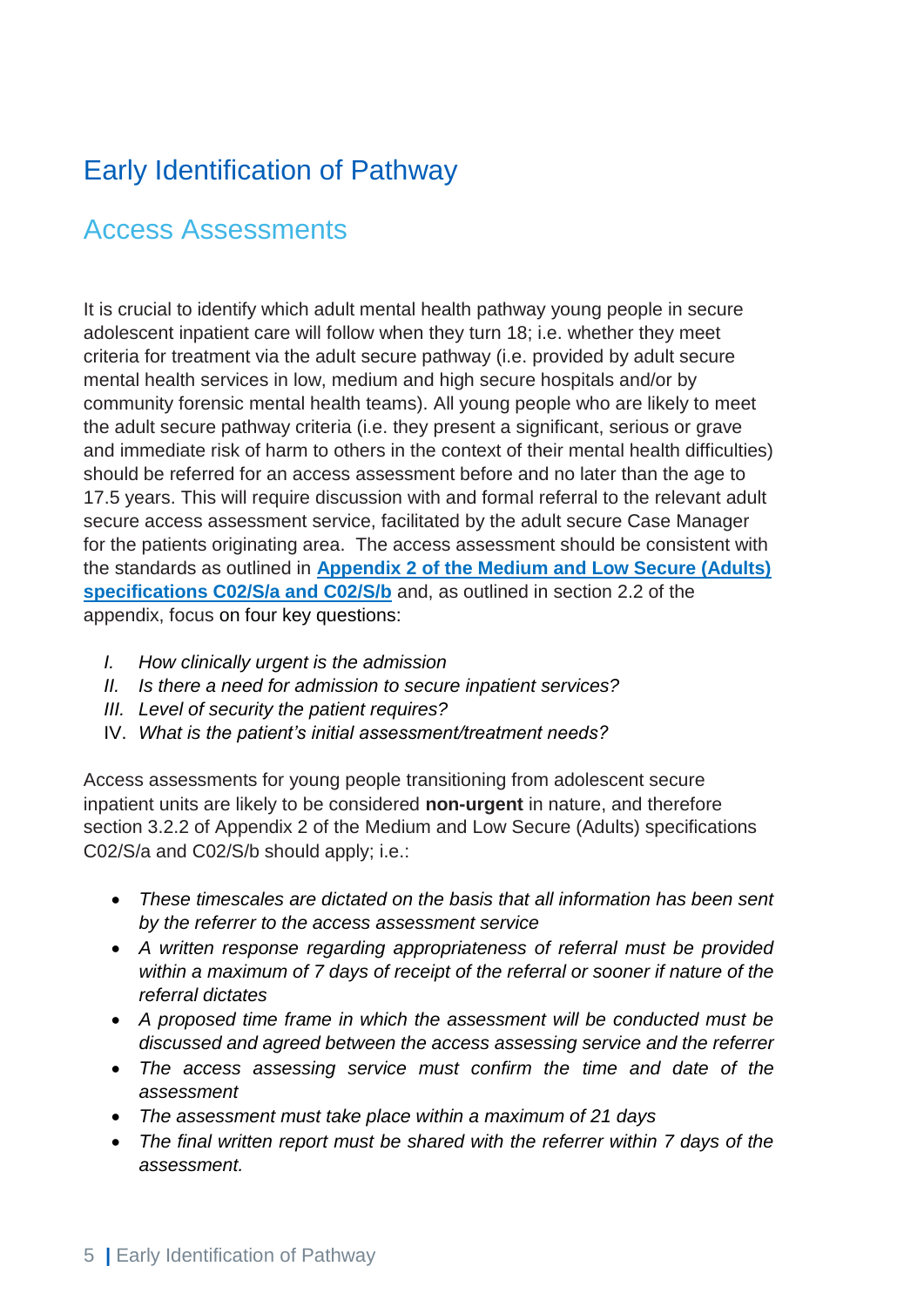# Early Identification of Pathway

## Access Assessments

It is crucial to identify which adult mental health pathway young people in secure adolescent inpatient care will follow when they turn 18; i.e. whether they meet criteria for treatment via the adult secure pathway (i.e. provided by adult secure mental health services in low, medium and high secure hospitals and/or by community forensic mental health teams). All young people who are likely to meet the adult secure pathway criteria (i.e. they present a significant, serious or grave and immediate risk of harm to others in the context of their mental health difficulties) should be referred for an access assessment before and no later than the age to 17.5 years. This will require discussion with and formal referral to the relevant adult secure access assessment service, facilitated by the adult secure Case Manager for the patients originating area. The access assessment should be consistent with the standards as outlined in **Appendix 2 of the Medium and Low Secure (Adults) specifications C02/S/a and C02/S/b** and, as outlined in section 2.2 of the appendix, focus on four key questions:

I. *How clinically urgent is the admission*
II. *Is there a need for admission to secure inpatient services?*
III. *Level of security the patient requires?*
IV. *What is the patient's initial assessment/treatment needs?*

Access assessments for young people transitioning from adolescent secure inpatient units are likely to be considered **non-urgent** in nature, and therefore section 3.2.2 of Appendix 2 of the Medium and Low Secure (Adults) specifications C02/S/a and C02/S/b should apply; i.e.:

- *These timescales are dictated on the basis that all information has been sent by the referrer to the access assessment service*
- *A written response regarding appropriateness of referral must be provided within a maximum of 7 days of receipt of the referral or sooner if nature of the referral dictates*
- *A proposed time frame in which the assessment will be conducted must be discussed and agreed between the access assessing service and the referrer*
- *The access assessing service must confirm the time and date of the assessment*
- *The assessment must take place within a maximum of 21 days*
- *The final written report must be shared with the referrer within 7 days of the assessment.*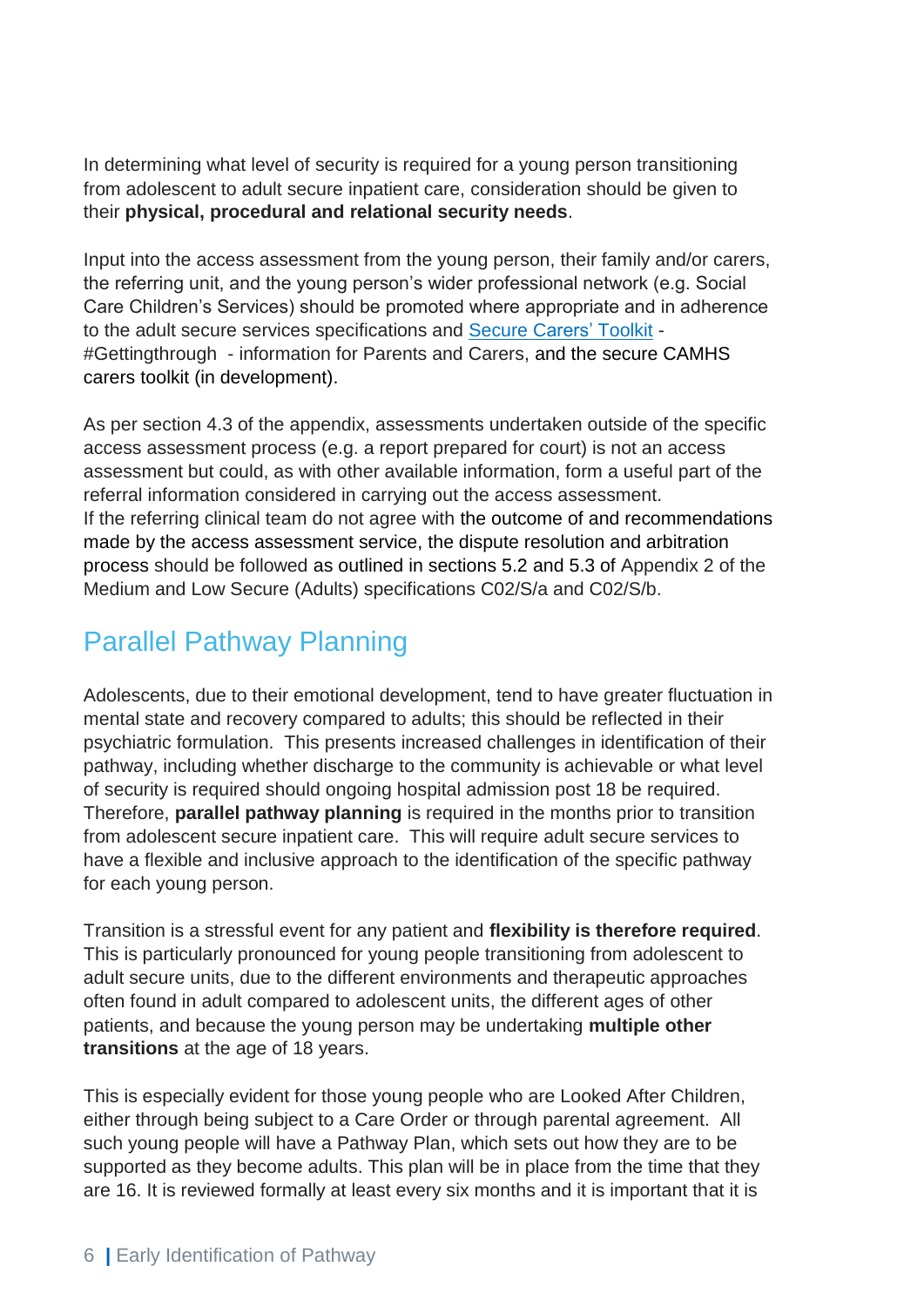In determining what level of security is required for a young person transitioning from adolescent to adult secure inpatient care, consideration should be given to their **physical, procedural and relational security needs**.

Input into the access assessment from the young person, their family and/or carers, the referring unit, and the young person's wider professional network (e.g. Social Care Children's Services) should be promoted where appropriate and in adherence to the adult secure services specifications and Secure Carers' Toolkit - #Gettingthrough - information for Parents and Carers, and the secure CAMHS carers toolkit (in development).

As per section 4.3 of the appendix, assessments undertaken outside of the specific access assessment process (e.g. a report prepared for court) is not an access assessment but could, as with other available information, form a useful part of the referral information considered in carrying out the access assessment.
If the referring clinical team do not agree with the outcome of and recommendations made by the access assessment service, the dispute resolution and arbitration process should be followed as outlined in sections 5.2 and 5.3 of Appendix 2 of the Medium and Low Secure (Adults) specifications C02/S/a and C02/S/b.

## Parallel Pathway Planning

Adolescents, due to their emotional development, tend to have greater fluctuation in mental state and recovery compared to adults; this should be reflected in their psychiatric formulation. This presents increased challenges in identification of their pathway, including whether discharge to the community is achievable or what level of security is required should ongoing hospital admission post 18 be required. Therefore, **parallel pathway planning** is required in the months prior to transition from adolescent secure inpatient care. This will require adult secure services to have a flexible and inclusive approach to the identification of the specific pathway for each young person.

Transition is a stressful event for any patient and **flexibility is therefore required**. This is particularly pronounced for young people transitioning from adolescent to adult secure units, due to the different environments and therapeutic approaches often found in adult compared to adolescent units, the different ages of other patients, and because the young person may be undertaking **multiple other transitions** at the age of 18 years.

This is especially evident for those young people who are Looked After Children, either through being subject to a Care Order or through parental agreement. All such young people will have a Pathway Plan, which sets out how they are to be supported as they become adults. This plan will be in place from the time that they are 16. It is reviewed formally at least every six months and it is important that it is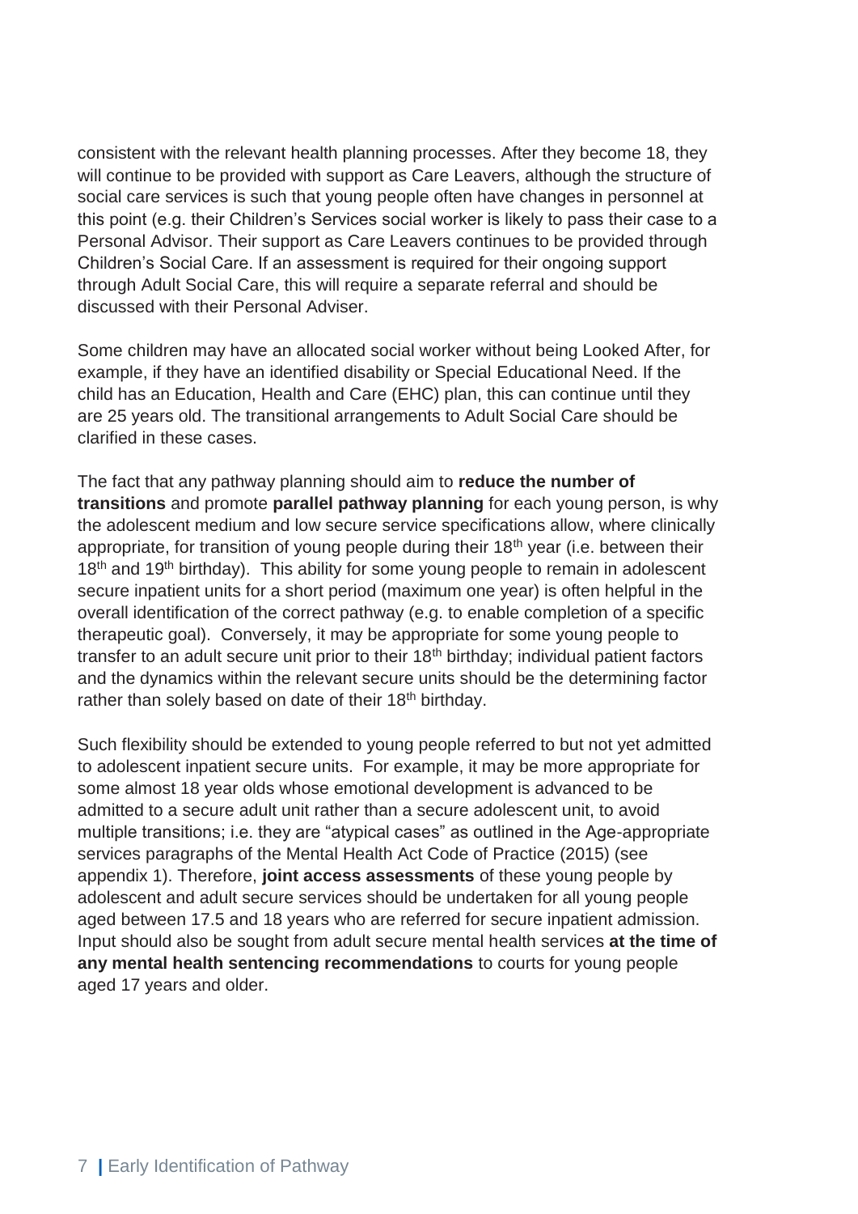consistent with the relevant health planning processes. After they become 18, they will continue to be provided with support as Care Leavers, although the structure of social care services is such that young people often have changes in personnel at this point (e.g. their Children's Services social worker is likely to pass their case to a Personal Advisor. Their support as Care Leavers continues to be provided through Children's Social Care. If an assessment is required for their ongoing support through Adult Social Care, this will require a separate referral and should be discussed with their Personal Adviser.

Some children may have an allocated social worker without being Looked After, for example, if they have an identified disability or Special Educational Need. If the child has an Education, Health and Care (EHC) plan, this can continue until they are 25 years old. The transitional arrangements to Adult Social Care should be clarified in these cases.

The fact that any pathway planning should aim to **reduce the number of transitions** and promote **parallel pathway planning** for each young person, is why the adolescent medium and low secure service specifications allow, where clinically appropriate, for transition of young people during their 18th year (i.e. between their 18th and 19th birthday). This ability for some young people to remain in adolescent secure inpatient units for a short period (maximum one year) is often helpful in the overall identification of the correct pathway (e.g. to enable completion of a specific therapeutic goal). Conversely, it may be appropriate for some young people to transfer to an adult secure unit prior to their 18th birthday; individual patient factors and the dynamics within the relevant secure units should be the determining factor rather than solely based on date of their 18th birthday.

Such flexibility should be extended to young people referred to but not yet admitted to adolescent inpatient secure units. For example, it may be more appropriate for some almost 18 year olds whose emotional development is advanced to be admitted to a secure adult unit rather than a secure adolescent unit, to avoid multiple transitions; i.e. they are "atypical cases" as outlined in the Age-appropriate services paragraphs of the Mental Health Act Code of Practice (2015) (see appendix 1). Therefore, **joint access assessments** of these young people by adolescent and adult secure services should be undertaken for all young people aged between 17.5 and 18 years who are referred for secure inpatient admission. Input should also be sought from adult secure mental health services **at the time of any mental health sentencing recommendations** to courts for young people aged 17 years and older.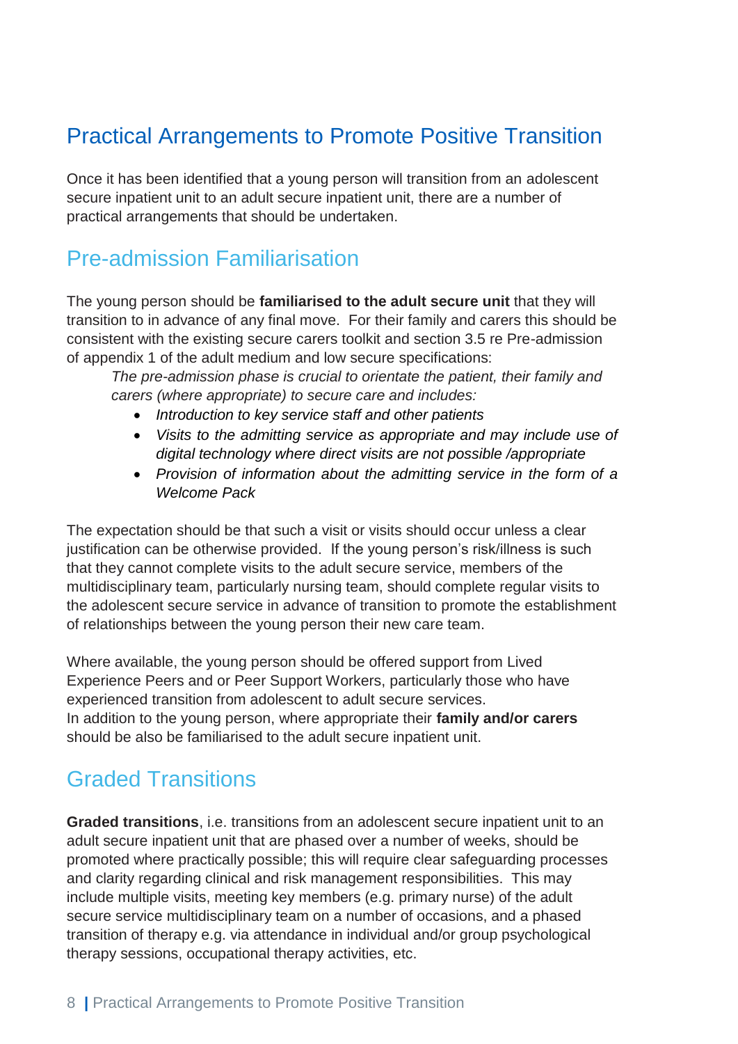# Practical Arrangements to Promote Positive Transition

Once it has been identified that a young person will transition from an adolescent secure inpatient unit to an adult secure inpatient unit, there are a number of practical arrangements that should be undertaken.

## Pre-admission Familiarisation

The young person should be **familiarised to the adult secure unit** that they will transition to in advance of any final move. For their family and carers this should be consistent with the existing secure carers toolkit and section 3.5 re Pre-admission of appendix 1 of the adult medium and low secure specifications:

> *The pre-admission phase is crucial to orientate the patient, their family and carers (where appropriate) to secure care and includes:*
>
> - *Introduction to key service staff and other patients*
> - *Visits to the admitting service as appropriate and may include use of digital technology where direct visits are not possible /appropriate*
> - *Provision of information about the admitting service in the form of a Welcome Pack*

The expectation should be that such a visit or visits should occur unless a clear justification can be otherwise provided. If the young person's risk/illness is such that they cannot complete visits to the adult secure service, members of the multidisciplinary team, particularly nursing team, should complete regular visits to the adolescent secure service in advance of transition to promote the establishment of relationships between the young person their new care team.

Where available, the young person should be offered support from Lived Experience Peers and or Peer Support Workers, particularly those who have experienced transition from adolescent to adult secure services.
In addition to the young person, where appropriate their **family and/or carers** should be also be familiarised to the adult secure inpatient unit.

## Graded Transitions

**Graded transitions**, i.e. transitions from an adolescent secure inpatient unit to an adult secure inpatient unit that are phased over a number of weeks, should be promoted where practically possible; this will require clear safeguarding processes and clarity regarding clinical and risk management responsibilities. This may include multiple visits, meeting key members (e.g. primary nurse) of the adult secure service multidisciplinary team on a number of occasions, and a phased transition of therapy e.g. via attendance in individual and/or group psychological therapy sessions, occupational therapy activities, etc.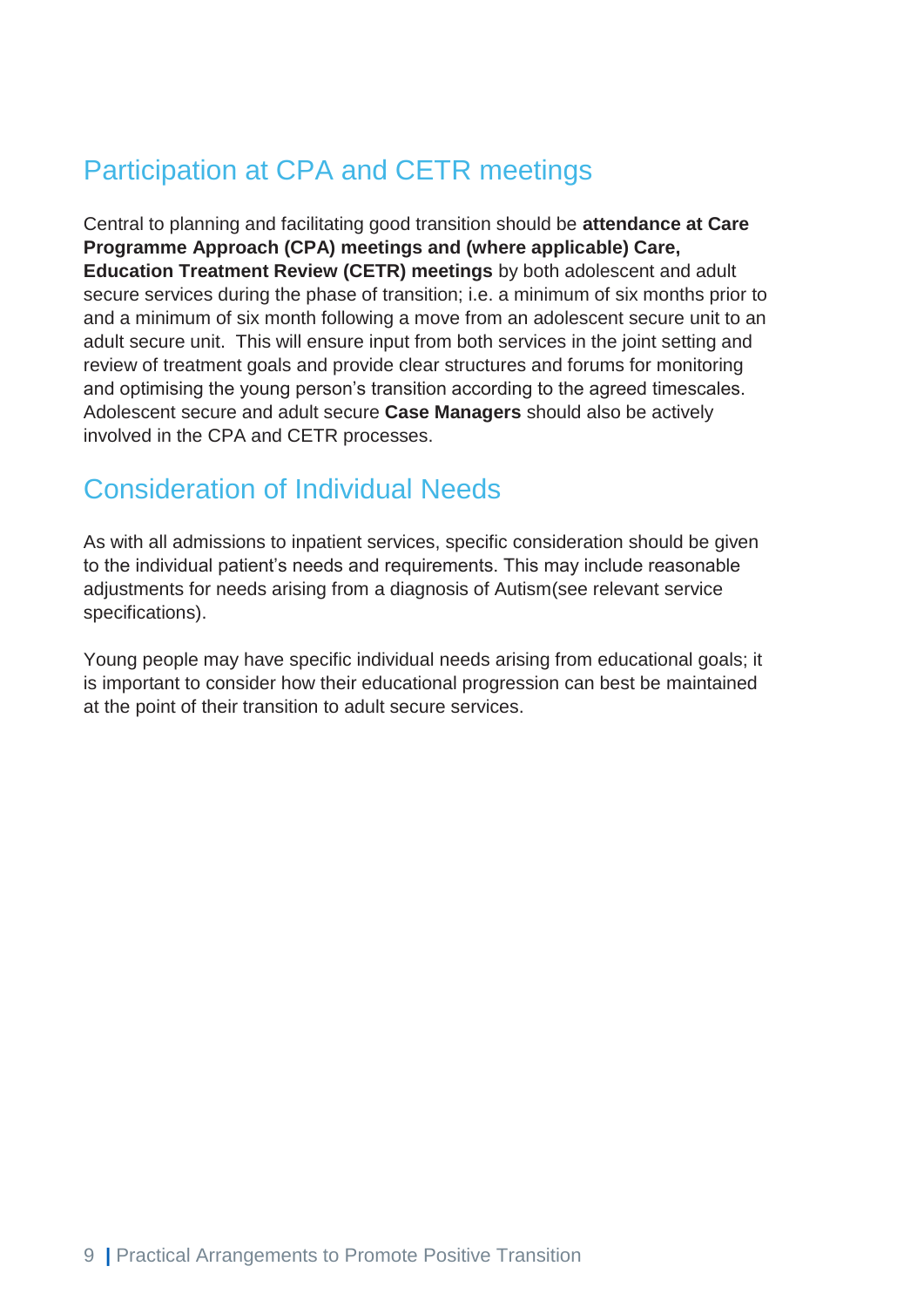## Participation at CPA and CETR meetings

Central to planning and facilitating good transition should be **attendance at Care Programme Approach (CPA) meetings and (where applicable) Care, Education Treatment Review (CETR) meetings** by both adolescent and adult secure services during the phase of transition; i.e. a minimum of six months prior to and a minimum of six month following a move from an adolescent secure unit to an adult secure unit. This will ensure input from both services in the joint setting and review of treatment goals and provide clear structures and forums for monitoring and optimising the young person's transition according to the agreed timescales. Adolescent secure and adult secure **Case Managers** should also be actively involved in the CPA and CETR processes.

## Consideration of Individual Needs

As with all admissions to inpatient services, specific consideration should be given to the individual patient's needs and requirements. This may include reasonable adjustments for needs arising from a diagnosis of Autism(see relevant service specifications).

Young people may have specific individual needs arising from educational goals; it is important to consider how their educational progression can best be maintained at the point of their transition to adult secure services.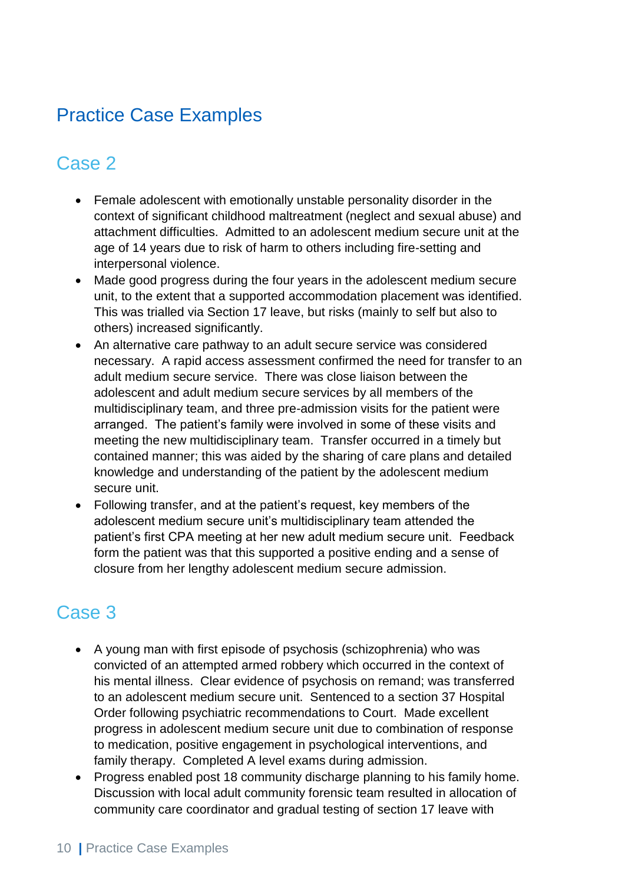## Practice Case Examples

### Case 2

- Female adolescent with emotionally unstable personality disorder in the context of significant childhood maltreatment (neglect and sexual abuse) and attachment difficulties. Admitted to an adolescent medium secure unit at the age of 14 years due to risk of harm to others including fire-setting and interpersonal violence.
- Made good progress during the four years in the adolescent medium secure unit, to the extent that a supported accommodation placement was identified. This was trialled via Section 17 leave, but risks (mainly to self but also to others) increased significantly.
- An alternative care pathway to an adult secure service was considered necessary. A rapid access assessment confirmed the need for transfer to an adult medium secure service. There was close liaison between the adolescent and adult medium secure services by all members of the multidisciplinary team, and three pre-admission visits for the patient were arranged. The patient's family were involved in some of these visits and meeting the new multidisciplinary team. Transfer occurred in a timely but contained manner; this was aided by the sharing of care plans and detailed knowledge and understanding of the patient by the adolescent medium secure unit.
- Following transfer, and at the patient's request, key members of the adolescent medium secure unit's multidisciplinary team attended the patient's first CPA meeting at her new adult medium secure unit. Feedback form the patient was that this supported a positive ending and a sense of closure from her lengthy adolescent medium secure admission.

### Case 3

- A young man with first episode of psychosis (schizophrenia) who was convicted of an attempted armed robbery which occurred in the context of his mental illness. Clear evidence of psychosis on remand; was transferred to an adolescent medium secure unit. Sentenced to a section 37 Hospital Order following psychiatric recommendations to Court. Made excellent progress in adolescent medium secure unit due to combination of response to medication, positive engagement in psychological interventions, and family therapy. Completed A level exams during admission.
- Progress enabled post 18 community discharge planning to his family home. Discussion with local adult community forensic team resulted in allocation of community care coordinator and gradual testing of section 17 leave with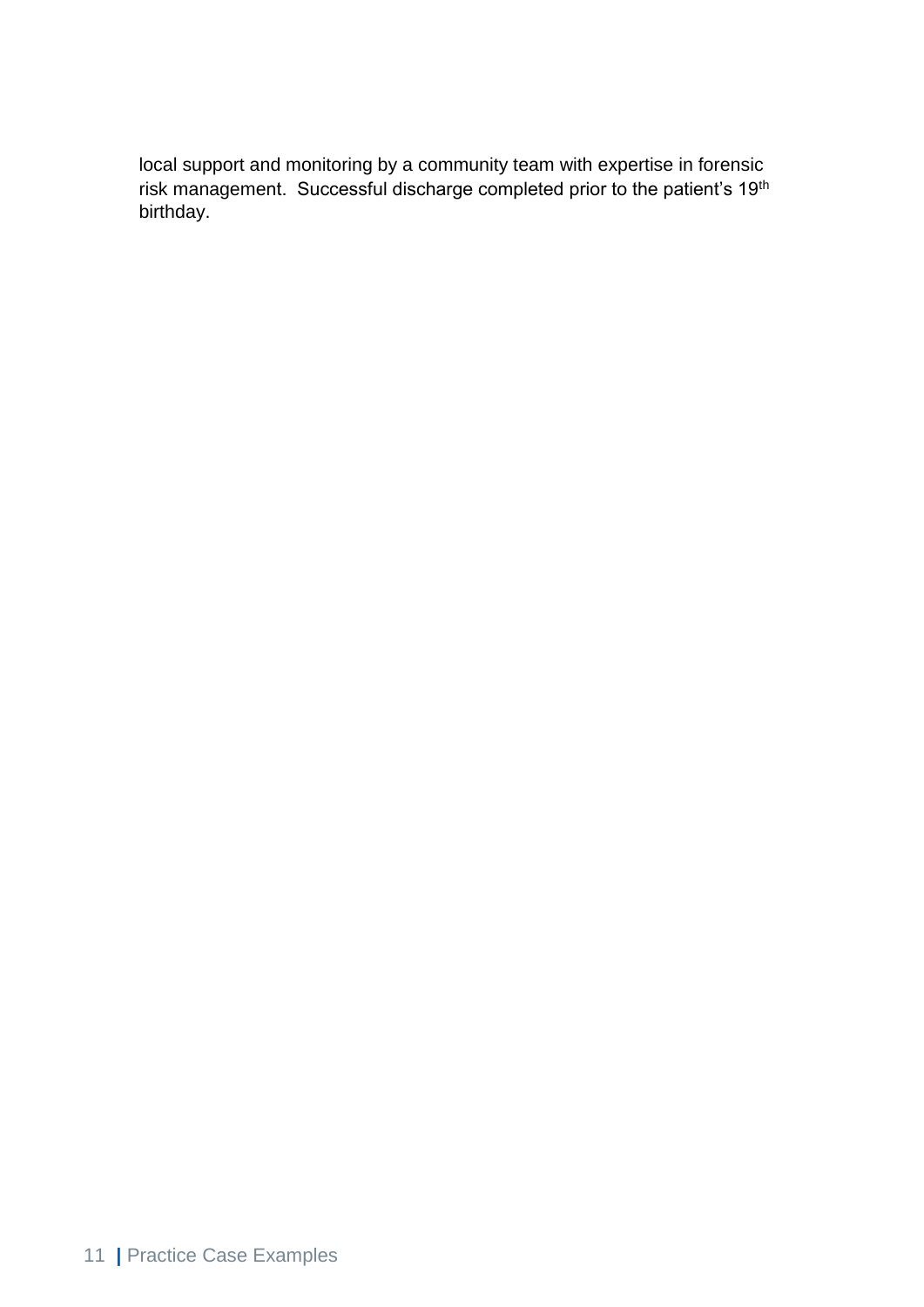local support and monitoring by a community team with expertise in forensic risk management. Successful discharge completed prior to the patient's 19th birthday.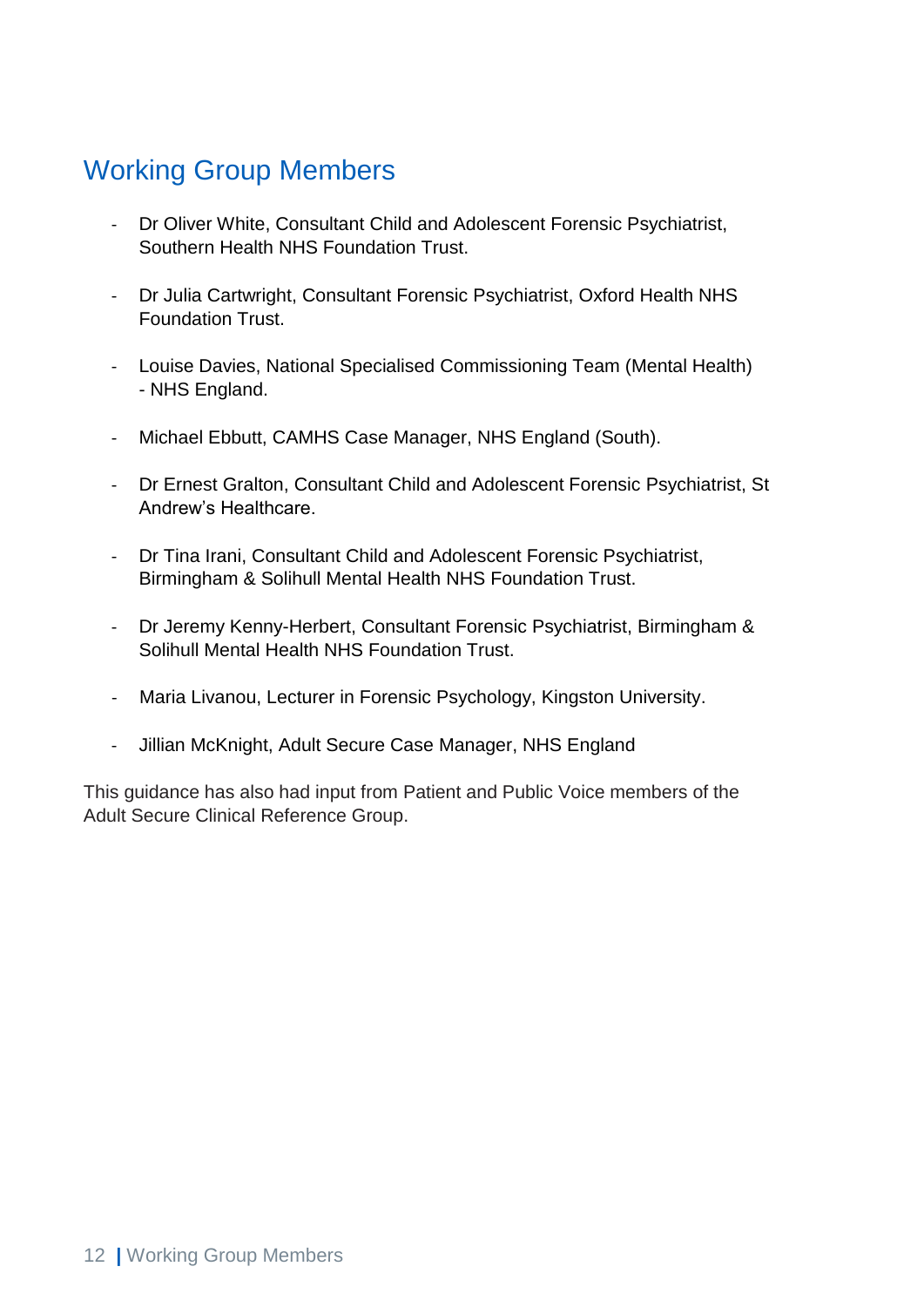## Working Group Members

- Dr Oliver White, Consultant Child and Adolescent Forensic Psychiatrist, Southern Health NHS Foundation Trust.

- Dr Julia Cartwright, Consultant Forensic Psychiatrist, Oxford Health NHS Foundation Trust.

- Louise Davies, National Specialised Commissioning Team (Mental Health) - NHS England.

- Michael Ebbutt, CAMHS Case Manager, NHS England (South).

- Dr Ernest Gralton, Consultant Child and Adolescent Forensic Psychiatrist, St Andrew's Healthcare.

- Dr Tina Irani, Consultant Child and Adolescent Forensic Psychiatrist, Birmingham & Solihull Mental Health NHS Foundation Trust.

- Dr Jeremy Kenny-Herbert, Consultant Forensic Psychiatrist, Birmingham & Solihull Mental Health NHS Foundation Trust.

- Maria Livanou, Lecturer in Forensic Psychology, Kingston University.

- Jillian McKnight, Adult Secure Case Manager, NHS England

This guidance has also had input from Patient and Public Voice members of the Adult Secure Clinical Reference Group.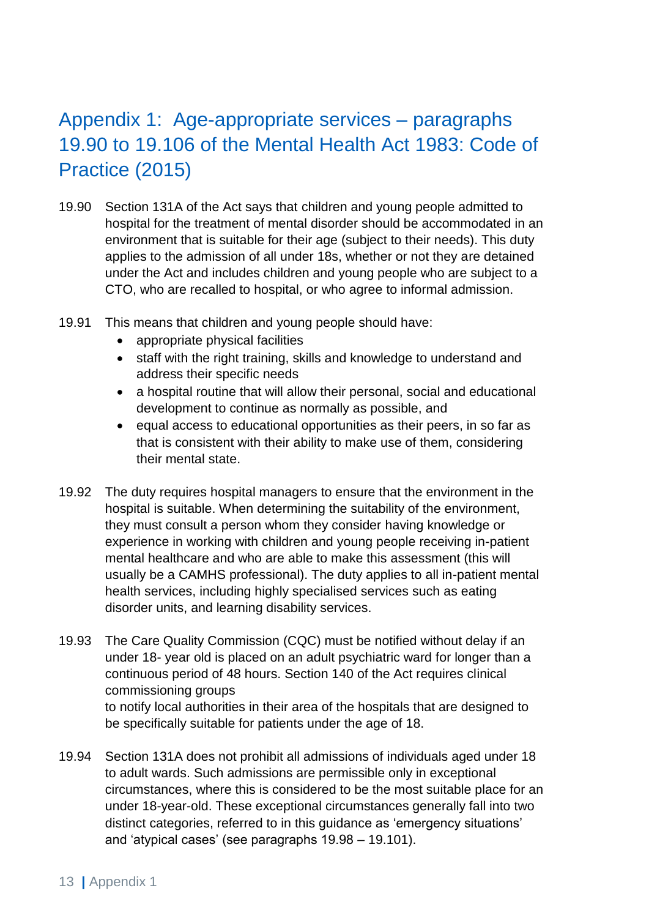# Appendix 1: Age-appropriate services – paragraphs 19.90 to 19.106 of the Mental Health Act 1983: Code of Practice (2015)

19.90 Section 131A of the Act says that children and young people admitted to hospital for the treatment of mental disorder should be accommodated in an environment that is suitable for their age (subject to their needs). This duty applies to the admission of all under 18s, whether or not they are detained under the Act and includes children and young people who are subject to a CTO, who are recalled to hospital, or who agree to informal admission.

19.91 This means that children and young people should have:

- appropriate physical facilities
- staff with the right training, skills and knowledge to understand and address their specific needs
- a hospital routine that will allow their personal, social and educational development to continue as normally as possible, and
- equal access to educational opportunities as their peers, in so far as that is consistent with their ability to make use of them, considering their mental state.

19.92 The duty requires hospital managers to ensure that the environment in the hospital is suitable. When determining the suitability of the environment, they must consult a person whom they consider having knowledge or experience in working with children and young people receiving in-patient mental healthcare and who are able to make this assessment (this will usually be a CAMHS professional). The duty applies to all in-patient mental health services, including highly specialised services such as eating disorder units, and learning disability services.

19.93 The Care Quality Commission (CQC) must be notified without delay if an under 18- year old is placed on an adult psychiatric ward for longer than a continuous period of 48 hours. Section 140 of the Act requires clinical commissioning groups
to notify local authorities in their area of the hospitals that are designed to be specifically suitable for patients under the age of 18.

19.94 Section 131A does not prohibit all admissions of individuals aged under 18 to adult wards. Such admissions are permissible only in exceptional circumstances, where this is considered to be the most suitable place for an under 18-year-old. These exceptional circumstances generally fall into two distinct categories, referred to in this guidance as 'emergency situations' and 'atypical cases' (see paragraphs 19.98 – 19.101).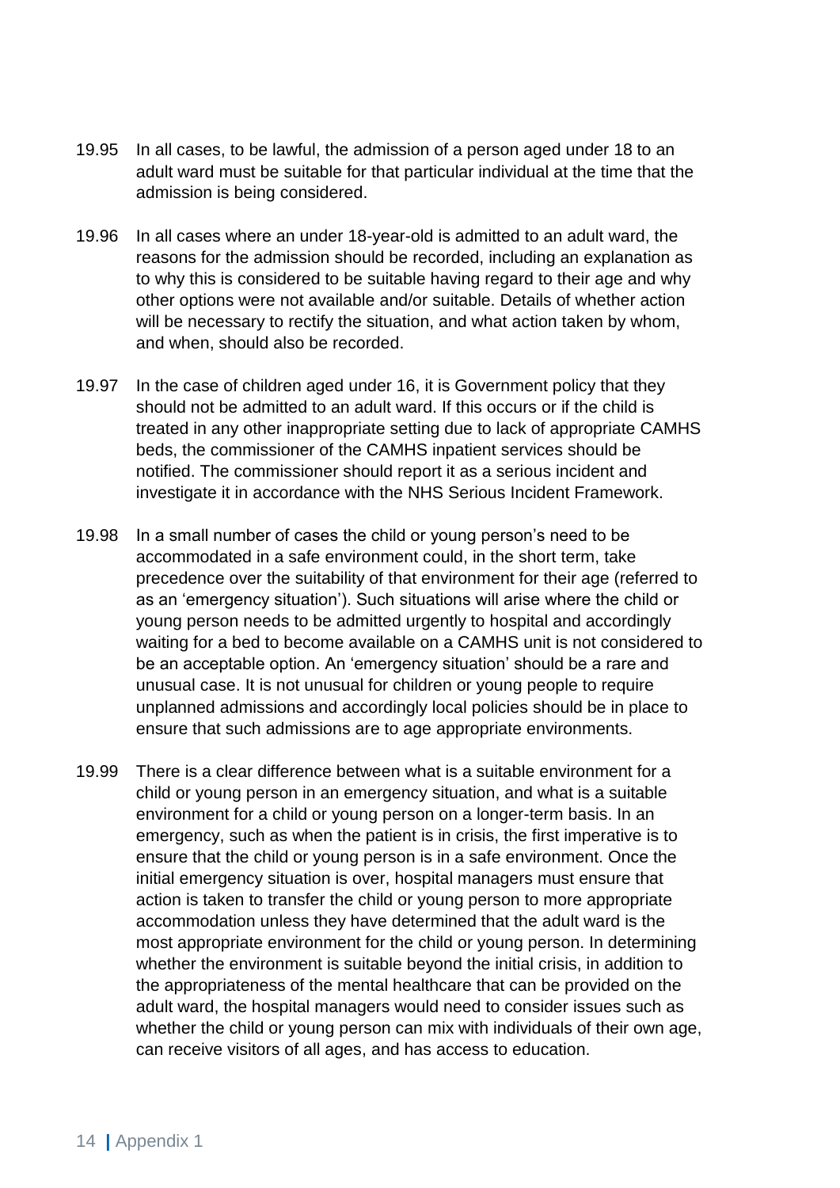19.95 In all cases, to be lawful, the admission of a person aged under 18 to an adult ward must be suitable for that particular individual at the time that the admission is being considered.

19.96 In all cases where an under 18-year-old is admitted to an adult ward, the reasons for the admission should be recorded, including an explanation as to why this is considered to be suitable having regard to their age and why other options were not available and/or suitable. Details of whether action will be necessary to rectify the situation, and what action taken by whom, and when, should also be recorded.

19.97 In the case of children aged under 16, it is Government policy that they should not be admitted to an adult ward. If this occurs or if the child is treated in any other inappropriate setting due to lack of appropriate CAMHS beds, the commissioner of the CAMHS inpatient services should be notified. The commissioner should report it as a serious incident and investigate it in accordance with the NHS Serious Incident Framework.

19.98 In a small number of cases the child or young person's need to be accommodated in a safe environment could, in the short term, take precedence over the suitability of that environment for their age (referred to as an 'emergency situation'). Such situations will arise where the child or young person needs to be admitted urgently to hospital and accordingly waiting for a bed to become available on a CAMHS unit is not considered to be an acceptable option. An 'emergency situation' should be a rare and unusual case. It is not unusual for children or young people to require unplanned admissions and accordingly local policies should be in place to ensure that such admissions are to age appropriate environments.

19.99 There is a clear difference between what is a suitable environment for a child or young person in an emergency situation, and what is a suitable environment for a child or young person on a longer-term basis. In an emergency, such as when the patient is in crisis, the first imperative is to ensure that the child or young person is in a safe environment. Once the initial emergency situation is over, hospital managers must ensure that action is taken to transfer the child or young person to more appropriate accommodation unless they have determined that the adult ward is the most appropriate environment for the child or young person. In determining whether the environment is suitable beyond the initial crisis, in addition to the appropriateness of the mental healthcare that can be provided on the adult ward, the hospital managers would need to consider issues such as whether the child or young person can mix with individuals of their own age, can receive visitors of all ages, and has access to education.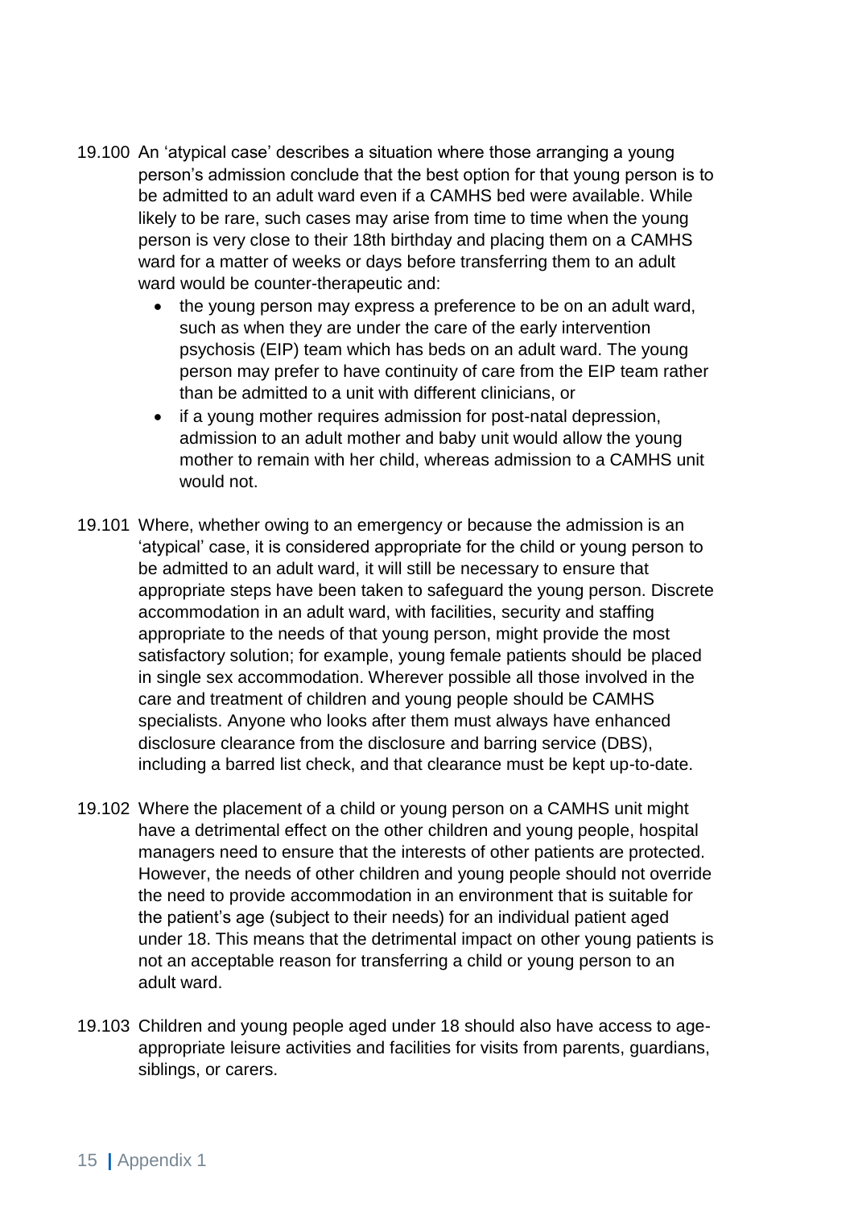19.100 An 'atypical case' describes a situation where those arranging a young person's admission conclude that the best option for that young person is to be admitted to an adult ward even if a CAMHS bed were available. While likely to be rare, such cases may arise from time to time when the young person is very close to their 18th birthday and placing them on a CAMHS ward for a matter of weeks or days before transferring them to an adult ward would be counter-therapeutic and:

- the young person may express a preference to be on an adult ward, such as when they are under the care of the early intervention psychosis (EIP) team which has beds on an adult ward. The young person may prefer to have continuity of care from the EIP team rather than be admitted to a unit with different clinicians, or
- if a young mother requires admission for post-natal depression, admission to an adult mother and baby unit would allow the young mother to remain with her child, whereas admission to a CAMHS unit would not.

19.101 Where, whether owing to an emergency or because the admission is an 'atypical' case, it is considered appropriate for the child or young person to be admitted to an adult ward, it will still be necessary to ensure that appropriate steps have been taken to safeguard the young person. Discrete accommodation in an adult ward, with facilities, security and staffing appropriate to the needs of that young person, might provide the most satisfactory solution; for example, young female patients should be placed in single sex accommodation. Wherever possible all those involved in the care and treatment of children and young people should be CAMHS specialists. Anyone who looks after them must always have enhanced disclosure clearance from the disclosure and barring service (DBS), including a barred list check, and that clearance must be kept up-to-date.

19.102 Where the placement of a child or young person on a CAMHS unit might have a detrimental effect on the other children and young people, hospital managers need to ensure that the interests of other patients are protected. However, the needs of other children and young people should not override the need to provide accommodation in an environment that is suitable for the patient's age (subject to their needs) for an individual patient aged under 18. This means that the detrimental impact on other young patients is not an acceptable reason for transferring a child or young person to an adult ward.

19.103 Children and young people aged under 18 should also have access to age-appropriate leisure activities and facilities for visits from parents, guardians, siblings, or carers.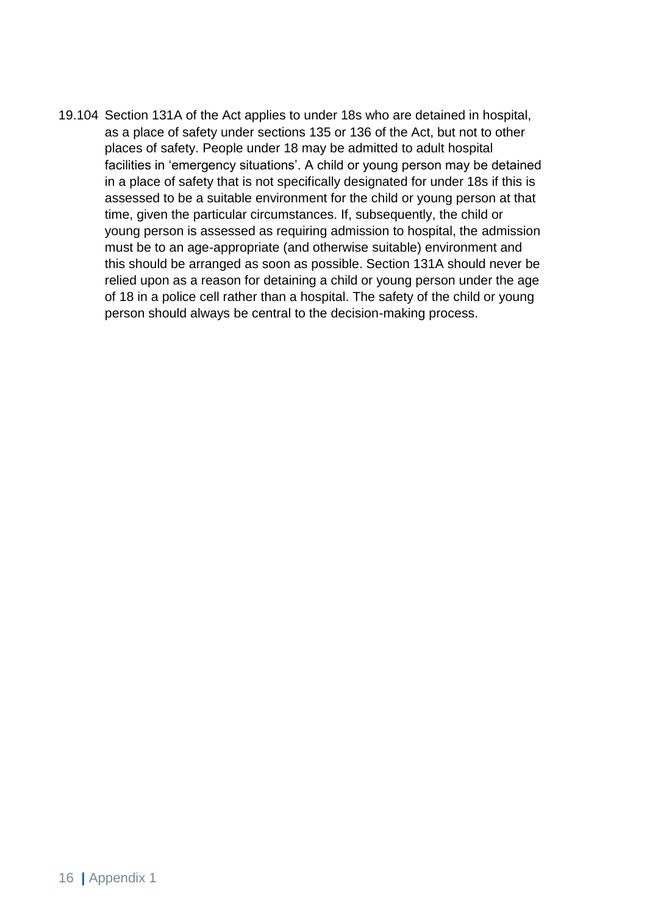19.104 Section 131A of the Act applies to under 18s who are detained in hospital, as a place of safety under sections 135 or 136 of the Act, but not to other places of safety. People under 18 may be admitted to adult hospital facilities in 'emergency situations'. A child or young person may be detained in a place of safety that is not specifically designated for under 18s if this is assessed to be a suitable environment for the child or young person at that time, given the particular circumstances. If, subsequently, the child or young person is assessed as requiring admission to hospital, the admission must be to an age-appropriate (and otherwise suitable) environment and this should be arranged as soon as possible. Section 131A should never be relied upon as a reason for detaining a child or young person under the age of 18 in a police cell rather than a hospital. The safety of the child or young person should always be central to the decision-making process.